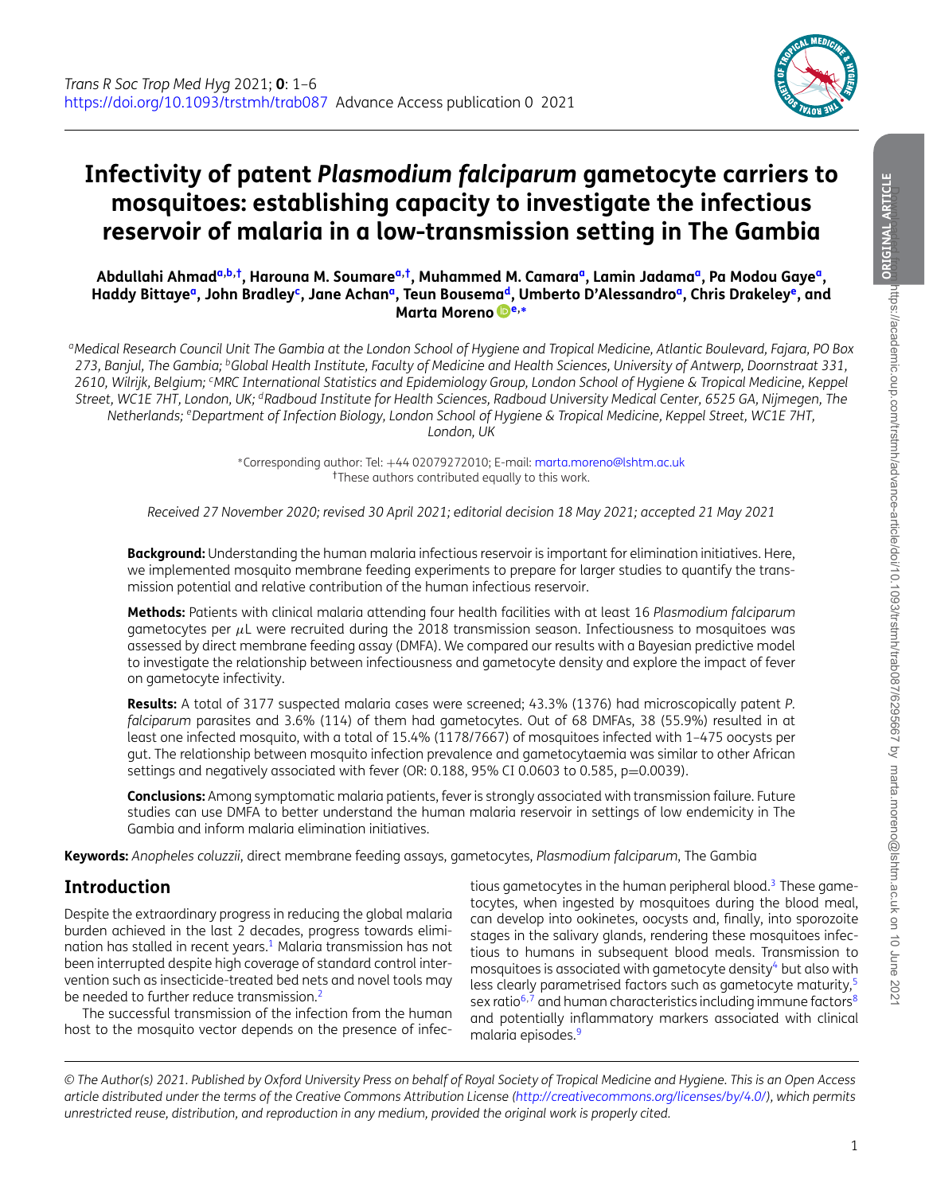# Infectivity of patent *Plasmodium falciparum* gametocyte carriers to mosquitoes: establishing capacity to investigate the infectious reservoir of malaria in a low-transmission setting in The Gambia

**Abdullahi Ahmad[a,b,†], Harouna M. Soumare[a,†], Muhammed M. Camara[a], Lamin Jadama[a], Pa Modou Gaye[a], Haddy Bittaye[a], John Bradley[c], Jane Achan[a], Teun Bousema[d], Umberto D'Alessandro[a], Chris Drakeley[e], and Marta Moreno[e,*]**

[a]*Medical Research Council Unit The Gambia at the London School of Hygiene and Tropical Medicine, Atlantic Boulevard, Fajara, PO Box 273, Banjul, The Gambia;* [b]*Global Health Institute, Faculty of Medicine and Health Sciences, University of Antwerp, Doornstraat 331, 2610, Wilrijk, Belgium;* [c]*MRC International Statistics and Epidemiology Group, London School of Hygiene & Tropical Medicine, Keppel Street, WC1E 7HT, London, UK;* [d]*Radboud Institute for Health Sciences, Radboud University Medical Center, 6525 GA, Nijmegen, The Netherlands;* [e]*Department of Infection Biology, London School of Hygiene & Tropical Medicine, Keppel Street, WC1E 7HT, London, UK*

*Corresponding author: Tel: +44 02079272010; E-mail: marta.moreno@lshtm.ac.uk
†These authors contributed equally to this work.

*Received 27 November 2020; revised 30 April 2021; editorial decision 18 May 2021; accepted 21 May 2021*

**Background:** Understanding the human malaria infectious reservoir is important for elimination initiatives. Here, we implemented mosquito membrane feeding experiments to prepare for larger studies to quantify the transmission potential and relative contribution of the human infectious reservoir.

**Methods:** Patients with clinical malaria attending four health facilities with at least 16 *Plasmodium falciparum* gametocytes per $\mu$L were recruited during the 2018 transmission season. Infectiousness to mosquitoes was assessed by direct membrane feeding assay (DMFA). We compared our results with a Bayesian predictive model to investigate the relationship between infectiousness and gametocyte density and explore the impact of fever on gametocyte infectivity.

**Results:** A total of 3177 suspected malaria cases were screened; 43.3% (1376) had microscopically patent *P. falciparum* parasites and 3.6% (114) of them had gametocytes. Out of 68 DMFAs, 38 (55.9%) resulted in at least one infected mosquito, with a total of 15.4% (1178/7667) of mosquitoes infected with 1–475 oocysts per gut. The relationship between mosquito infection prevalence and gametocytaemia was similar to other African settings and negatively associated with fever (OR: 0.188, 95% CI 0.0603 to 0.585, p=0.0039).

**Conclusions:** Among symptomatic malaria patients, fever is strongly associated with transmission failure. Future studies can use DMFA to better understand the human malaria reservoir in settings of low endemicity in The Gambia and inform malaria elimination initiatives.

**Keywords:** *Anopheles coluzzii*, direct membrane feeding assays, gametocytes, *Plasmodium falciparum*, The Gambia

## Introduction

Despite the extraordinary progress in reducing the global malaria burden achieved in the last 2 decades, progress towards elimination has stalled in recent years.[1] Malaria transmission has not been interrupted despite high coverage of standard control intervention such as insecticide-treated bed nets and novel tools may be needed to further reduce transmission.[2]

The successful transmission of the infection from the human host to the mosquito vector depends on the presence of infectious gametocytes in the human peripheral blood.[3] These gametocytes, when ingested by mosquitoes during the blood meal, can develop into ookinetes, oocysts and, finally, into sporozoite stages in the salivary glands, rendering these mosquitoes infectious to humans in subsequent blood meals. Transmission to mosquitoes is associated with gametocyte density[4] but also with less clearly parametrised factors such as gametocyte maturity,[5] sex ratio[6,7] and human characteristics including immune factors[8] and potentially inflammatory markers associated with clinical malaria episodes.[9]

*© The Author(s) 2021. Published by Oxford University Press on behalf of Royal Society of Tropical Medicine and Hygiene. This is an Open Access article distributed under the terms of the Creative Commons Attribution License (http://creativecommons.org/licenses/by/4.0/), which permits unrestricted reuse, distribution, and reproduction in any medium, provided the original work is properly cited.*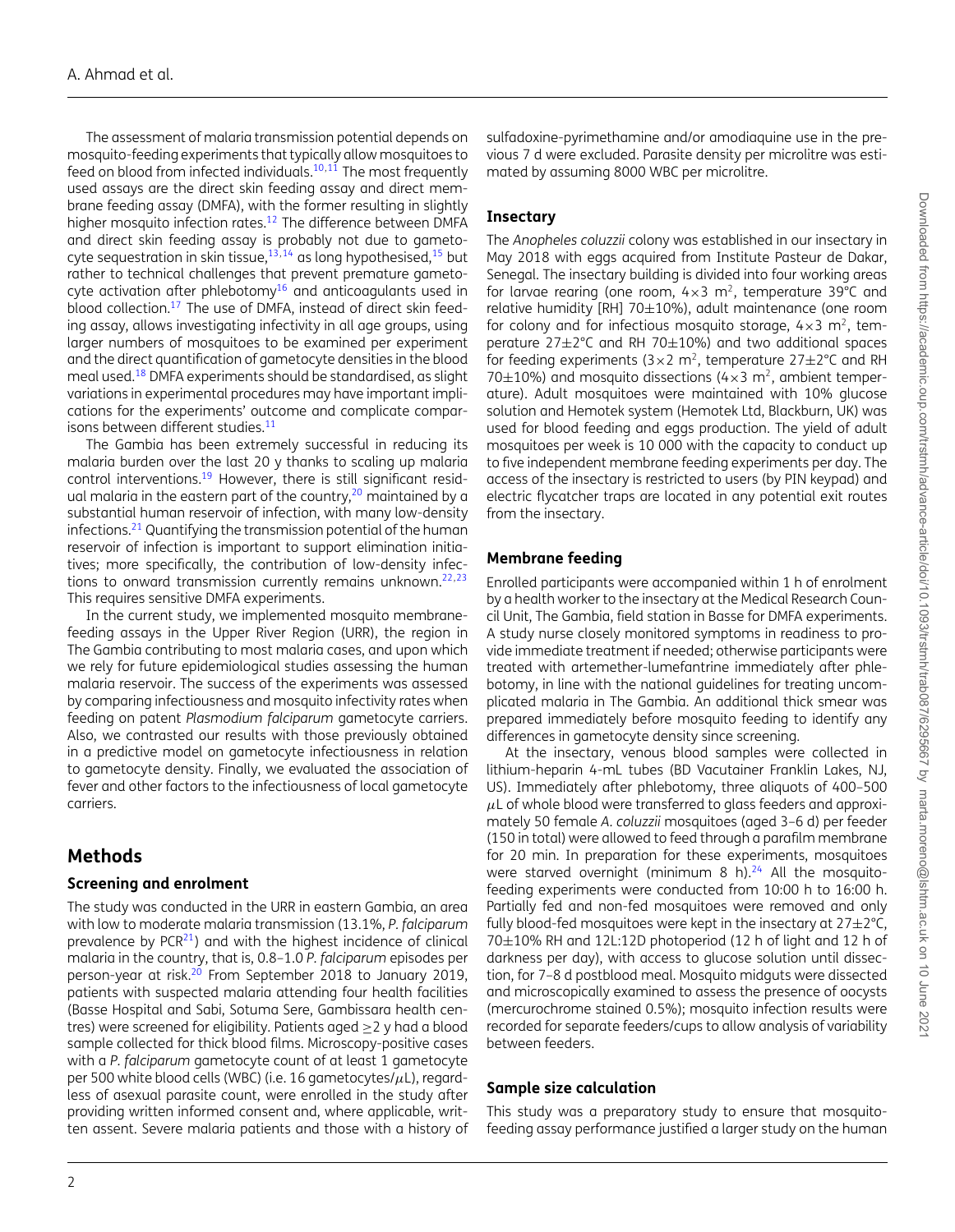The assessment of malaria transmission potential depends on mosquito-feeding experiments that typically allow mosquitoes to feed on blood from infected individuals.[10,11] The most frequently used assays are the direct skin feeding assay and direct membrane feeding assay (DMFA), with the former resulting in slightly higher mosquito infection rates.[12] The difference between DMFA and direct skin feeding assay is probably not due to gametocyte sequestration in skin tissue,[13,14] as long hypothesised,[15] but rather to technical challenges that prevent premature gametocyte activation after phlebotomy[16] and anticoagulants used in blood collection.[17] The use of DMFA, instead of direct skin feeding assay, allows investigating infectivity in all age groups, using larger numbers of mosquitoes to be examined per experiment and the direct quantification of gametocyte densities in the blood meal used.[18] DMFA experiments should be standardised, as slight variations in experimental procedures may have important implications for the experiments' outcome and complicate comparisons between different studies.[11]

The Gambia has been extremely successful in reducing its malaria burden over the last 20 y thanks to scaling up malaria control interventions.[19] However, there is still significant residual malaria in the eastern part of the country,[20] maintained by a substantial human reservoir of infection, with many low-density infections.[21] Quantifying the transmission potential of the human reservoir of infection is important to support elimination initiatives; more specifically, the contribution of low-density infections to onward transmission currently remains unknown.[22,23] This requires sensitive DMFA experiments.

In the current study, we implemented mosquito membrane-feeding assays in the Upper River Region (URR), the region in The Gambia contributing to most malaria cases, and upon which we rely for future epidemiological studies assessing the human malaria reservoir. The success of the experiments was assessed by comparing infectiousness and mosquito infectivity rates when feeding on patent *Plasmodium falciparum* gametocyte carriers. Also, we contrasted our results with those previously obtained in a predictive model on gametocyte infectiousness in relation to gametocyte density. Finally, we evaluated the association of fever and other factors to the infectiousness of local gametocyte carriers.

## Methods

### Screening and enrolment

The study was conducted in the URR in eastern Gambia, an area with low to moderate malaria transmission (13.1%, *P. falciparum* prevalence by PCR[21]) and with the highest incidence of clinical malaria in the country, that is, 0.8–1.0 *P. falciparum* episodes per person-year at risk.[20] From September 2018 to January 2019, patients with suspected malaria attending four health facilities (Basse Hospital and Sabi, Sotuma Sere, Gambissara health centres) were screened for eligibility. Patients aged ≥2 y had a blood sample collected for thick blood films. Microscopy-positive cases with a *P. falciparum* gametocyte count of at least 1 gametocyte per 500 white blood cells (WBC) (i.e. 16 gametocytes/$\mu$L), regardless of asexual parasite count, were enrolled in the study after providing written informed consent and, where applicable, written assent. Severe malaria patients and those with a history of sulfadoxine-pyrimethamine and/or amodiaquine use in the previous 7 d were excluded. Parasite density per microlitre was estimated by assuming 8000 WBC per microlitre.

### Insectary

The *Anopheles coluzzii* colony was established in our insectary in May 2018 with eggs acquired from Institute Pasteur de Dakar, Senegal. The insectary building is divided into four working areas for larvae rearing (one room, $4\times3$ m$^2$, temperature 39°C and relative humidity [RH] 70±10%), adult maintenance (one room for colony and for infectious mosquito storage, $4\times3$ m$^2$, temperature 27±2°C and RH 70±10%) and two additional spaces for feeding experiments ($3\times2$ m$^2$, temperature 27±2°C and RH 70±10%) and mosquito dissections ($4\times3$ m$^2$, ambient temperature). Adult mosquitoes were maintained with 10% glucose solution and Hemotek system (Hemotek Ltd, Blackburn, UK) was used for blood feeding and eggs production. The yield of adult mosquitoes per week is 10 000 with the capacity to conduct up to five independent membrane feeding experiments per day. The access of the insectary is restricted to users (by PIN keypad) and electric flycatcher traps are located in any potential exit routes from the insectary.

### Membrane feeding

Enrolled participants were accompanied within 1 h of enrolment by a health worker to the insectary at the Medical Research Council Unit, The Gambia, field station in Basse for DMFA experiments. A study nurse closely monitored symptoms in readiness to provide immediate treatment if needed; otherwise participants were treated with artemether-lumefantrine immediately after phlebotomy, in line with the national guidelines for treating uncomplicated malaria in The Gambia. An additional thick smear was prepared immediately before mosquito feeding to identify any differences in gametocyte density since screening.

At the insectary, venous blood samples were collected in lithium-heparin 4-mL tubes (BD Vacutainer Franklin Lakes, NJ, US). Immediately after phlebotomy, three aliquots of 400–500 $\mu$L of whole blood were transferred to glass feeders and approximately 50 female *A. coluzzii* mosquitoes (aged 3–6 d) per feeder (150 in total) were allowed to feed through a parafilm membrane for 20 min. In preparation for these experiments, mosquitoes were starved overnight (minimum 8 h).[24] All the mosquito-feeding experiments were conducted from 10:00 h to 16:00 h. Partially fed and non-fed mosquitoes were removed and only fully blood-fed mosquitoes were kept in the insectary at 27±2°C, 70±10% RH and 12L:12D photoperiod (12 h of light and 12 h of darkness per day), with access to glucose solution until dissection, for 7–8 d postblood meal. Mosquito midguts were dissected and microscopically examined to assess the presence of oocysts (mercurochrome stained 0.5%); mosquito infection results were recorded for separate feeders/cups to allow analysis of variability between feeders.

### Sample size calculation

This study was a preparatory study to ensure that mosquito-feeding assay performance justified a larger study on the human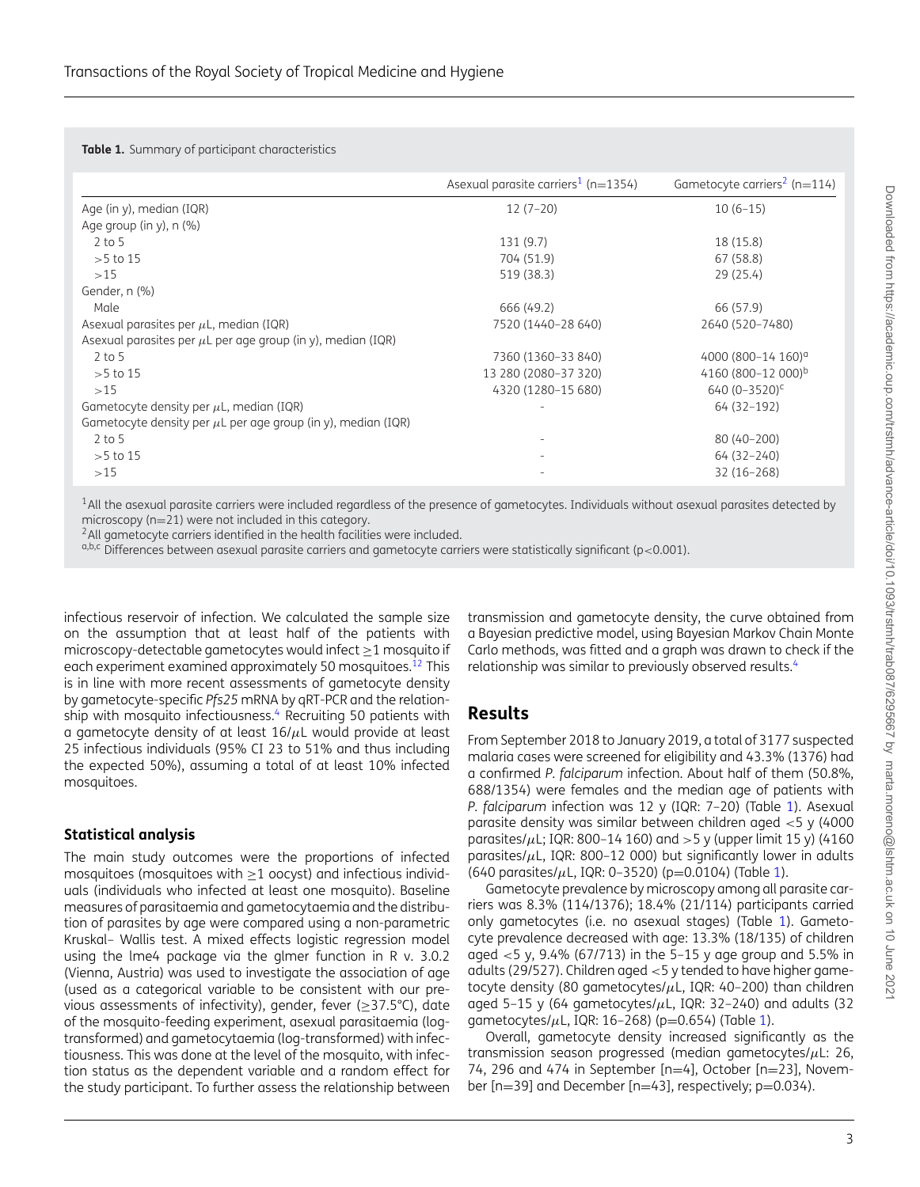**Table 1.** Summary of participant characteristics

| | Asexual parasite carriers[1] (n=1354) | Gametocyte carriers[2] (n=114) |
|---|---|---|
| Age (in y), median (IQR) | 12 (7–20) | 10 (6–15) |
| Age group (in y), n (%) | | |
| 2 to 5 | 131 (9.7) | 18 (15.8) |
| >5 to 15 | 704 (51.9) | 67 (58.8) |
| >15 | 519 (38.3) | 29 (25.4) |
| Gender, n (%) | | |
| Male | 666 (49.2) | 66 (57.9) |
| Asexual parasites per $\mu$L, median (IQR) | 7520 (1440–28 640) | 2640 (520–7480) |
| Asexual parasites per $\mu$L per age group (in y), median (IQR) | | |
| 2 to 5 | 7360 (1360–33 840) | 4000 (800–14 160)[a] |
| >5 to 15 | 13 280 (2080–37 320) | 4160 (800–12 000)[b] |
| >15 | 4320 (1280–15 680) | 640 (0–3520)[c] |
| Gametocyte density per $\mu$L, median (IQR) | - | 64 (32–192) |
| Gametocyte density per $\mu$L per age group (in y), median (IQR) | | |
| 2 to 5 | - | 80 (40–200) |
| >5 to 15 | - | 64 (32–240) |
| >15 | - | 32 (16–268) |

[1] All the asexual parasite carriers were included regardless of the presence of gametocytes. Individuals without asexual parasites detected by microscopy (n=21) were not included in this category.
[2] All gametocyte carriers identified in the health facilities were included.
[a,b,c] Differences between asexual parasite carriers and gametocyte carriers were statistically significant (p<0.001).

infectious reservoir of infection. We calculated the sample size on the assumption that at least half of the patients with microscopy-detectable gametocytes would infect ≥1 mosquito if each experiment examined approximately 50 mosquitoes.[12] This is in line with more recent assessments of gametocyte density by gametocyte-specific *Pfs25* mRNA by qRT-PCR and the relationship with mosquito infectiousness.[4] Recruiting 50 patients with a gametocyte density of at least 16/$\mu$L would provide at least 25 infectious individuals (95% CI 23 to 51% and thus including the expected 50%), assuming a total of at least 10% infected mosquitoes.

### Statistical analysis

The main study outcomes were the proportions of infected mosquitoes (mosquitoes with ≥1 oocyst) and infectious individuals (individuals who infected at least one mosquito). Baseline measures of parasitaemia and gametocytaemia and the distribution of parasites by age were compared using a non-parametric Kruskal– Wallis test. A mixed effects logistic regression model using the lme4 package via the glmer function in R v. 3.0.2 (Vienna, Austria) was used to investigate the association of age (used as a categorical variable to be consistent with our previous assessments of infectivity), gender, fever (≥37.5°C), date of the mosquito-feeding experiment, asexual parasitaemia (log-transformed) and gametocytaemia (log-transformed) with infectiousness. This was done at the level of the mosquito, with infection status as the dependent variable and a random effect for the study participant. To further assess the relationship between transmission and gametocyte density, the curve obtained from a Bayesian predictive model, using Bayesian Markov Chain Monte Carlo methods, was fitted and a graph was drawn to check if the relationship was similar to previously observed results.[4]

## Results

From September 2018 to January 2019, a total of 3177 suspected malaria cases were screened for eligibility and 43.3% (1376) had a confirmed *P. falciparum* infection. About half of them (50.8%, 688/1354) were females and the median age of patients with *P. falciparum* infection was 12 y (IQR: 7–20) (Table 1). Asexual parasite density was similar between children aged <5 y (4000 parasites/$\mu$L; IQR: 800–14 160) and >5 y (upper limit 15 y) (4160 parasites/$\mu$L, IQR: 800–12 000) but significantly lower in adults (640 parasites/$\mu$L, IQR: 0–3520) (p=0.0104) (Table 1).

Gametocyte prevalence by microscopy among all parasite carriers was 8.3% (114/1376); 18.4% (21/114) participants carried only gametocytes (i.e. no asexual stages) (Table 1). Gametocyte prevalence decreased with age: 13.3% (18/135) of children aged <5 y, 9.4% (67/713) in the 5–15 y age group and 5.5% in adults (29/527). Children aged <5 y tended to have higher gametocyte density (80 gametocytes/$\mu$L, IQR: 40–200) than children aged 5–15 y (64 gametocytes/$\mu$L, IQR: 32–240) and adults (32 gametocytes/$\mu$L, IQR: 16–268) (p=0.654) (Table 1).

Overall, gametocyte density increased significantly as the transmission season progressed (median gametocytes/$\mu$L: 26, 74, 296 and 474 in September [n=4], October [n=23], November [n=39] and December [n=43], respectively; p=0.034).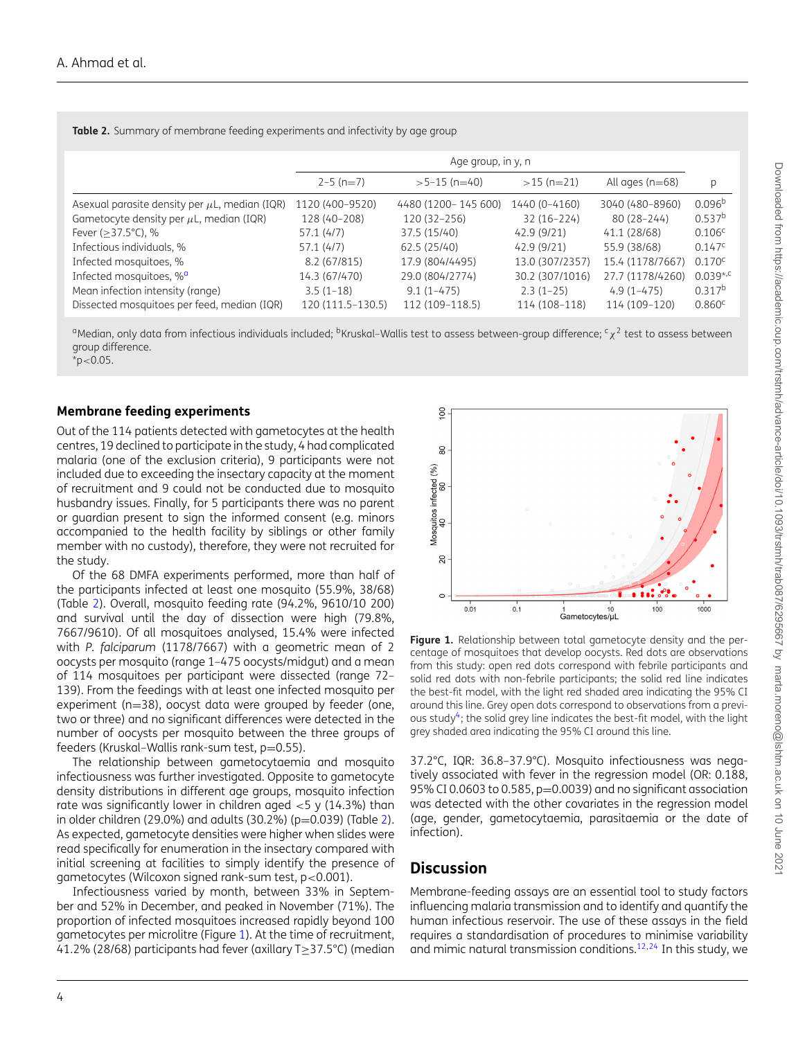**Table 2.** Summary of membrane feeding experiments and infectivity by age group

| | Age group, in y, n | | | | |
|---|---|---|---|---|---|
| | 2–5 (n=7) | >5–15 (n=40) | >15 (n=21) | All ages (n=68) | p |
| Asexual parasite density per $\mu$L, median (IQR) | 1120 (400–9520) | 4480 (1200– 145 600) | 1440 (0–4160) | 3040 (480–8960) | 0.096[b] |
| Gametocyte density per $\mu$L, median (IQR) | 128 (40–208) | 120 (32–256) | 32 (16–224) | 80 (28–244) | 0.537[b] |
| Fever (≥37.5°C), % | 57.1 (4/7) | 37.5 (15/40) | 42.9 (9/21) | 41.1 (28/68) | 0.106[c] |
| Infectious individuals, % | 57.1 (4/7) | 62.5 (25/40) | 42.9 (9/21) | 55.9 (38/68) | 0.147[c] |
| Infected mosquitoes, % | 8.2 (67/815) | 17.9 (804/4495) | 13.0 (307/2357) | 15.4 (1178/7667) | 0.170[c] |
| Infected mosquitoes, %[a] | 14.3 (67/470) | 29.0 (804/2774) | 30.2 (307/1016) | 27.7 (1178/4260) | 0.039[*,c] |
| Mean infection intensity (range) | 3.5 (1–18) | 9.1 (1–475) | 2.3 (1–25) | 4.9 (1–475) | 0.317[b] |
| Dissected mosquitoes per feed, median (IQR) | 120 (111.5–130.5) | 112 (109–118.5) | 114 (108–118) | 114 (109–120) | 0.860[c] |

[a]Median, only data from infectious individuals included; [b]Kruskal–Wallis test to assess between-group difference; [c]$\chi^2$ test to assess between group difference.
*p<0.05.

### Membrane feeding experiments

Out of the 114 patients detected with gametocytes at the health centres, 19 declined to participate in the study, 4 had complicated malaria (one of the exclusion criteria), 9 participants were not included due to exceeding the insectary capacity at the moment of recruitment and 9 could not be conducted due to mosquito husbandry issues. Finally, for 5 participants there was no parent or guardian present to sign the informed consent (e.g. minors accompanied to the health facility by siblings or other family member with no custody), therefore, they were not recruited for the study.

Of the 68 DMFA experiments performed, more than half of the participants infected at least one mosquito (55.9%, 38/68) (Table 2). Overall, mosquito feeding rate (94.2%, 9610/10 200) and survival until the day of dissection were high (79.8%, 7667/9610). Of all mosquitoes analysed, 15.4% were infected with *P. falciparum* (1178/7667) with a geometric mean of 2 oocysts per mosquito (range 1–475 oocysts/midgut) and a mean of 114 mosquitoes per participant were dissected (range 72–139). From the feedings with at least one infected mosquito per experiment (n=38), oocyst data were grouped by feeder (one, two or three) and no significant differences were detected in the number of oocysts per mosquito between the three groups of feeders (Kruskal–Wallis rank-sum test, p=0.55).

The relationship between gametocytaemia and mosquito infectiousness was further investigated. Opposite to gametocyte density distributions in different age groups, mosquito infection rate was significantly lower in children aged <5 y (14.3%) than in older children (29.0%) and adults (30.2%) (p=0.039) (Table 2). As expected, gametocyte densities were higher when slides were read specifically for enumeration in the insectary compared with initial screening at facilities to simply identify the presence of gametocytes (Wilcoxon signed rank-sum test, p<0.001).

Infectiousness varied by month, between 33% in September and 52% in December, and peaked in November (71%). The proportion of infected mosquitoes increased rapidly beyond 100 gametocytes per microlitre (Figure 1). At the time of recruitment, 41.2% (28/68) participants had fever (axillary T≥37.5°C) (median 37.2°C, IQR: 36.8–37.9°C). Mosquito infectiousness was negatively associated with fever in the regression model (OR: 0.188, 95% CI 0.0603 to 0.585, p=0.0039) and no significant association was detected with the other covariates in the regression model (age, gender, gametocytaemia, parasitaemia or the date of infection).

**Figure 1.** Relationship between total gametocyte density and the percentage of mosquitoes that develop oocysts. Red dots are observations from this study: open red dots correspond with febrile participants and solid red dots with non-febrile participants; the solid red line indicates the best-fit model, with the light red shaded area indicating the 95% CI around this line. Grey open dots correspond to observations from a previous study[4]; the solid grey line indicates the best-fit model, with the light grey shaded area indicating the 95% CI around this line.

## Discussion

Membrane-feeding assays are an essential tool to study factors influencing malaria transmission and to identify and quantify the human infectious reservoir. The use of these assays in the field requires a standardisation of procedures to minimise variability and mimic natural transmission conditions.[12,24] In this study, we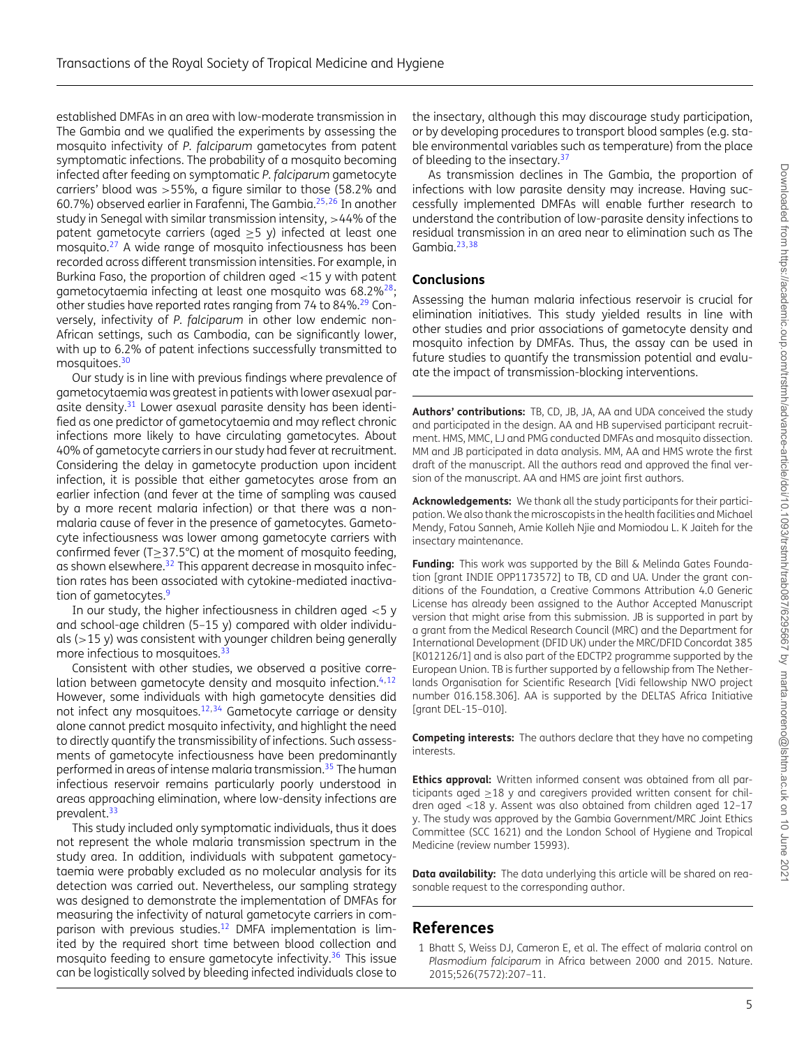established DMFAs in an area with low-moderate transmission in The Gambia and we qualified the experiments by assessing the mosquito infectivity of *P. falciparum* gametocytes from patent symptomatic infections. The probability of a mosquito becoming infected after feeding on symptomatic *P. falciparum* gametocyte carriers' blood was >55%, a figure similar to those (58.2% and 60.7%) observed earlier in Farafenni, The Gambia.[25,26] In another study in Senegal with similar transmission intensity, >44% of the patent gametocyte carriers (aged ≥5 y) infected at least one mosquito.[27] A wide range of mosquito infectiousness has been recorded across different transmission intensities. For example, in Burkina Faso, the proportion of children aged <15 y with patent gametocytaemia infecting at least one mosquito was 68.2%[28]; other studies have reported rates ranging from 74 to 84%.[29] Conversely, infectivity of *P. falciparum* in other low endemic non-African settings, such as Cambodia, can be significantly lower, with up to 6.2% of patent infections successfully transmitted to mosquitoes.[30]

Our study is in line with previous findings where prevalence of gametocytaemia was greatest in patients with lower asexual parasite density.[31] Lower asexual parasite density has been identified as one predictor of gametocytaemia and may reflect chronic infections more likely to have circulating gametocytes. About 40% of gametocyte carriers in our study had fever at recruitment. Considering the delay in gametocyte production upon incident infection, it is possible that either gametocytes arose from an earlier infection (and fever at the time of sampling was caused by a more recent malaria infection) or that there was a non-malaria cause of fever in the presence of gametocytes. Gametocyte infectiousness was lower among gametocyte carriers with confirmed fever (T≥37.5°C) at the moment of mosquito feeding, as shown elsewhere.[32] This apparent decrease in mosquito infection rates has been associated with cytokine-mediated inactivation of gametocytes.[9]

In our study, the higher infectiousness in children aged <5 y and school-age children (5–15 y) compared with older individuals (>15 y) was consistent with younger children being generally more infectious to mosquitoes.[33]

Consistent with other studies, we observed a positive correlation between gametocyte density and mosquito infection.[4,12] However, some individuals with high gametocyte densities did not infect any mosquitoes.[12,34] Gametocyte carriage or density alone cannot predict mosquito infectivity, and highlight the need to directly quantify the transmissibility of infections. Such assessments of gametocyte infectiousness have been predominantly performed in areas of intense malaria transmission.[35] The human infectious reservoir remains particularly poorly understood in areas approaching elimination, where low-density infections are prevalent.[33]

This study included only symptomatic individuals, thus it does not represent the whole malaria transmission spectrum in the study area. In addition, individuals with subpatent gametocytaemia were probably excluded as no molecular analysis for its detection was carried out. Nevertheless, our sampling strategy was designed to demonstrate the implementation of DMFAs for measuring the infectivity of natural gametocyte carriers in comparison with previous studies.[12] DMFA implementation is limited by the required short time between blood collection and mosquito feeding to ensure gametocyte infectivity.[36] This issue can be logistically solved by bleeding infected individuals close to the insectary, although this may discourage study participation, or by developing procedures to transport blood samples (e.g. stable environmental variables such as temperature) from the place of bleeding to the insectary.[37]

As transmission declines in The Gambia, the proportion of infections with low parasite density may increase. Having successfully implemented DMFAs will enable further research to understand the contribution of low-parasite density infections to residual transmission in an area near to elimination such as The Gambia.[23,38]

## Conclusions

Assessing the human malaria infectious reservoir is crucial for elimination initiatives. This study yielded results in line with other studies and prior associations of gametocyte density and mosquito infection by DMFAs. Thus, the assay can be used in future studies to quantify the transmission potential and evaluate the impact of transmission-blocking interventions.

**Authors' contributions:** TB, CD, JB, JA, AA and UDA conceived the study and participated in the design. AA and HB supervised participant recruitment. HMS, MMC, LJ and PMG conducted DMFAs and mosquito dissection. MM and JB participated in data analysis. MM, AA and HMS wrote the first draft of the manuscript. All the authors read and approved the final version of the manuscript. AA and HMS are joint first authors.

**Acknowledgements:** We thank all the study participants for their participation. We also thank the microscopists in the health facilities and Michael Mendy, Fatou Sanneh, Amie Kolleh Njie and Momiodou L. K Jaiteh for the insectary maintenance.

**Funding:** This work was supported by the Bill & Melinda Gates Foundation [grant INDIE OPP1173572] to TB, CD and UA. Under the grant conditions of the Foundation, a Creative Commons Attribution 4.0 Generic License has already been assigned to the Author Accepted Manuscript version that might arise from this submission. JB is supported in part by a grant from the Medical Research Council (MRC) and the Department for International Development (DFID UK) under the MRC/DFID Concordat 385 [K012126/1] and is also part of the EDCTP2 programme supported by the European Union. TB is further supported by a fellowship from The Netherlands Organisation for Scientific Research [Vidi fellowship NWO project number 016.158.306]. AA is supported by the DELTAS Africa Initiative [grant DEL-15–010].

**Competing interests:** The authors declare that they have no competing interests.

**Ethics approval:** Written informed consent was obtained from all participants aged ≥18 y and caregivers provided written consent for children aged <18 y. Assent was also obtained from children aged 12–17 y. The study was approved by the Gambia Government/MRC Joint Ethics Committee (SCC 1621) and the London School of Hygiene and Tropical Medicine (review number 15993).

**Data availability:** The data underlying this article will be shared on reasonable request to the corresponding author.

## References

1 Bhatt S, Weiss DJ, Cameron E, et al. The effect of malaria control on *Plasmodium falciparum* in Africa between 2000 and 2015. Nature. 2015;526(7572):207–11.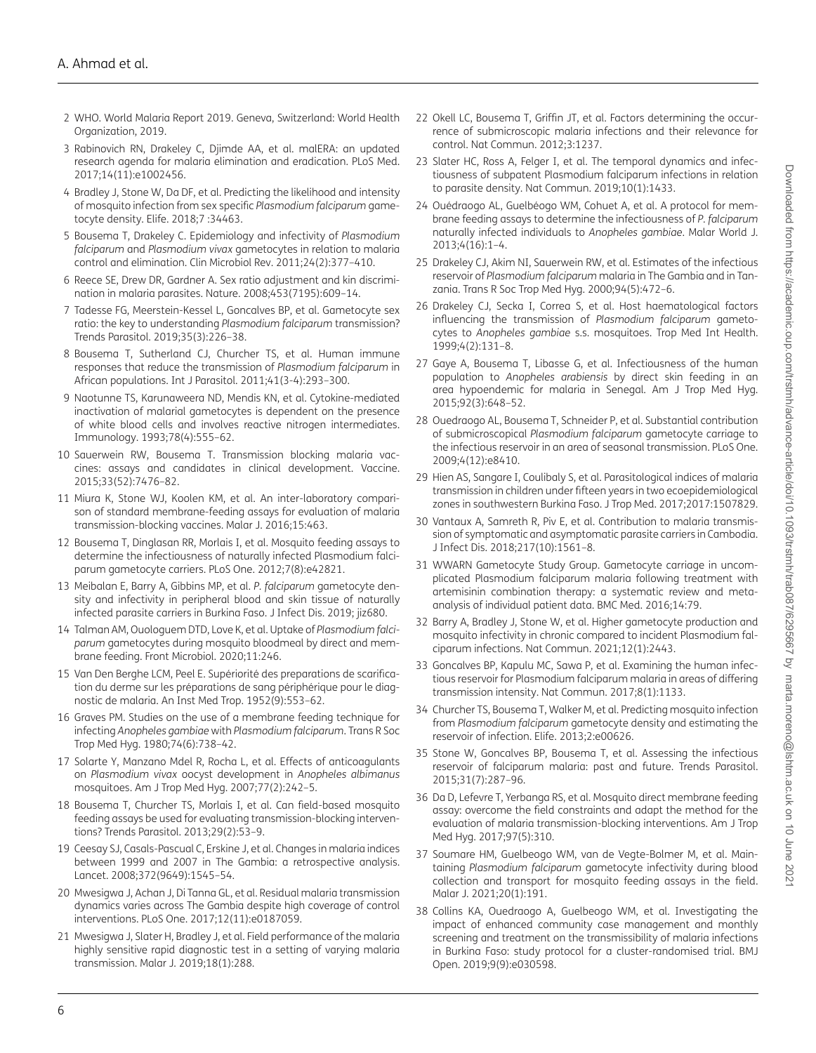2 WHO. World Malaria Report 2019. Geneva, Switzerland: World Health Organization, 2019.

3 Rabinovich RN, Drakeley C, Djimde AA, et al. malERA: an updated research agenda for malaria elimination and eradication. PLoS Med. 2017;14(11):e1002456.

4 Bradley J, Stone W, Da DF, et al. Predicting the likelihood and intensity of mosquito infection from sex specific *Plasmodium falciparum* gametocyte density. Elife. 2018;7 :34463.

5 Bousema T, Drakeley C. Epidemiology and infectivity of *Plasmodium falciparum* and *Plasmodium vivax* gametocytes in relation to malaria control and elimination. Clin Microbiol Rev. 2011;24(2):377–410.

6 Reece SE, Drew DR, Gardner A. Sex ratio adjustment and kin discrimination in malaria parasites. Nature. 2008;453(7195):609–14.

7 Tadesse FG, Meerstein-Kessel L, Goncalves BP, et al. Gametocyte sex ratio: the key to understanding *Plasmodium falciparum* transmission? Trends Parasitol. 2019;35(3):226–38.

8 Bousema T, Sutherland CJ, Churcher TS, et al. Human immune responses that reduce the transmission of *Plasmodium falciparum* in African populations. Int J Parasitol. 2011;41(3-4):293–300.

9 Naotunne TS, Karunaweera ND, Mendis KN, et al. Cytokine-mediated inactivation of malarial gametocytes is dependent on the presence of white blood cells and involves reactive nitrogen intermediates. Immunology. 1993;78(4):555–62.

10 Sauerwein RW, Bousema T. Transmission blocking malaria vaccines: assays and candidates in clinical development. Vaccine. 2015;33(52):7476–82.

11 Miura K, Stone WJ, Koolen KM, et al. An inter-laboratory comparison of standard membrane-feeding assays for evaluation of malaria transmission-blocking vaccines. Malar J. 2016;15:463.

12 Bousema T, Dinglasan RR, Morlais I, et al. Mosquito feeding assays to determine the infectiousness of naturally infected Plasmodium falciparum gametocyte carriers. PLoS One. 2012;7(8):e42821.

13 Meibalan E, Barry A, Gibbins MP, et al. *P. falciparum* gametocyte density and infectivity in peripheral blood and skin tissue of naturally infected parasite carriers in Burkina Faso. J Infect Dis. 2019; jiz680.

14 Talman AM, Ouologuem DTD, Love K, et al. Uptake of *Plasmodium falciparum* gametocytes during mosquito bloodmeal by direct and membrane feeding. Front Microbiol. 2020;11:246.

15 Van Den Berghe LCM, Peel E. Supériorité des preparations de scarification du derme sur les préparations de sang périphérique pour le diagnostic de malaria. An Inst Med Trop. 1952(9):553–62.

16 Graves PM. Studies on the use of a membrane feeding technique for infecting *Anopheles gambiae* with *Plasmodium falciparum*. Trans R Soc Trop Med Hyg. 1980;74(6):738–42.

17 Solarte Y, Manzano Mdel R, Rocha L, et al. Effects of anticoagulants on *Plasmodium vivax* oocyst development in *Anopheles albimanus* mosquitoes. Am J Trop Med Hyg. 2007;77(2):242–5.

18 Bousema T, Churcher TS, Morlais I, et al. Can field-based mosquito feeding assays be used for evaluating transmission-blocking interventions? Trends Parasitol. 2013;29(2):53–9.

19 Ceesay SJ, Casals-Pascual C, Erskine J, et al. Changes in malaria indices between 1999 and 2007 in The Gambia: a retrospective analysis. Lancet. 2008;372(9649):1545–54.

20 Mwesigwa J, Achan J, Di Tanna GL, et al. Residual malaria transmission dynamics varies across The Gambia despite high coverage of control interventions. PLoS One. 2017;12(11):e0187059.

21 Mwesigwa J, Slater H, Bradley J, et al. Field performance of the malaria highly sensitive rapid diagnostic test in a setting of varying malaria transmission. Malar J. 2019;18(1):288.

22 Okell LC, Bousema T, Griffin JT, et al. Factors determining the occurrence of submicroscopic malaria infections and their relevance for control. Nat Commun. 2012;3:1237.

23 Slater HC, Ross A, Felger I, et al. The temporal dynamics and infectiousness of subpatent Plasmodium falciparum infections in relation to parasite density. Nat Commun. 2019;10(1):1433.

24 Ouédraogo AL, Guelbéogo WM, Cohuet A, et al. A protocol for membrane feeding assays to determine the infectiousness of *P. falciparum* naturally infected individuals to *Anopheles gambiae*. Malar World J. 2013;4(16):1–4.

25 Drakeley CJ, Akim NI, Sauerwein RW, et al. Estimates of the infectious reservoir of *Plasmodium falciparum* malaria in The Gambia and in Tanzania. Trans R Soc Trop Med Hyg. 2000;94(5):472–6.

26 Drakeley CJ, Secka I, Correa S, et al. Host haematological factors influencing the transmission of *Plasmodium falciparum* gametocytes to *Anopheles gambiae* s.s. mosquitoes. Trop Med Int Health. 1999;4(2):131–8.

27 Gaye A, Bousema T, Libasse G, et al. Infectiousness of the human population to *Anopheles arabiensis* by direct skin feeding in an area hypoendemic for malaria in Senegal. Am J Trop Med Hyg. 2015;92(3):648–52.

28 Ouedraogo AL, Bousema T, Schneider P, et al. Substantial contribution of submicroscopical *Plasmodium falciparum* gametocyte carriage to the infectious reservoir in an area of seasonal transmission. PLoS One. 2009;4(12):e8410.

29 Hien AS, Sangare I, Coulibaly S, et al. Parasitological indices of malaria transmission in children under fifteen years in two ecoepidemiological zones in southwestern Burkina Faso. J Trop Med. 2017;2017:1507829.

30 Vantaux A, Samreth R, Piv E, et al. Contribution to malaria transmission of symptomatic and asymptomatic parasite carriers in Cambodia. J Infect Dis. 2018;217(10):1561–8.

31 WWARN Gametocyte Study Group. Gametocyte carriage in uncomplicated Plasmodium falciparum malaria following treatment with artemisinin combination therapy: a systematic review and meta-analysis of individual patient data. BMC Med. 2016;14:79.

32 Barry A, Bradley J, Stone W, et al. Higher gametocyte production and mosquito infectivity in chronic compared to incident Plasmodium falciparum infections. Nat Commun. 2021;12(1):2443.

33 Goncalves BP, Kapulu MC, Sawa P, et al. Examining the human infectious reservoir for Plasmodium falciparum malaria in areas of differing transmission intensity. Nat Commun. 2017;8(1):1133.

34 Churcher TS, Bousema T, Walker M, et al. Predicting mosquito infection from *Plasmodium falciparum* gametocyte density and estimating the reservoir of infection. Elife. 2013;2:e00626.

35 Stone W, Goncalves BP, Bousema T, et al. Assessing the infectious reservoir of falciparum malaria: past and future. Trends Parasitol. 2015;31(7):287–96.

36 Da D, Lefevre T, Yerbanga RS, et al. Mosquito direct membrane feeding assay: overcome the field constraints and adapt the method for the evaluation of malaria transmission-blocking interventions. Am J Trop Med Hyg. 2017;97(5):310.

37 Soumare HM, Guelbeogo WM, van de Vegte-Bolmer M, et al. Maintaining *Plasmodium falciparum* gametocyte infectivity during blood collection and transport for mosquito feeding assays in the field. Malar J. 2021;20(1):191.

38 Collins KA, Ouedraogo A, Guelbeogo WM, et al. Investigating the impact of enhanced community case management and monthly screening and treatment on the transmissibility of malaria infections in Burkina Faso: study protocol for a cluster-randomised trial. BMJ Open. 2019;9(9):e030598.